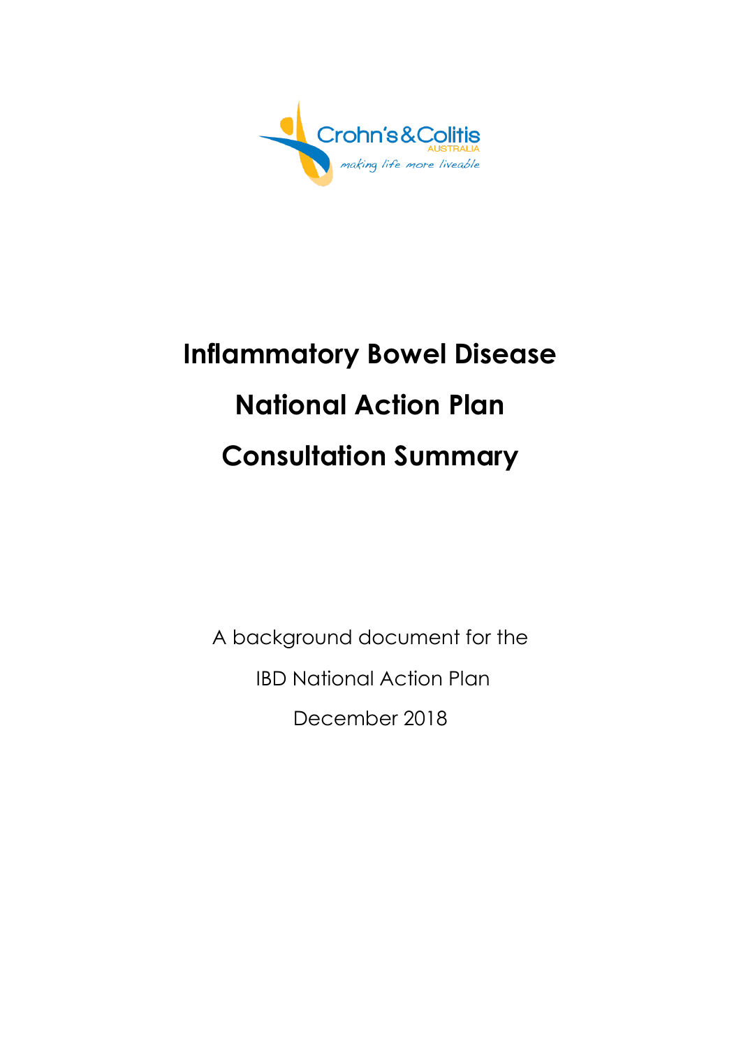Crohn's & Colitis AUSTRALIA

*making life more liveable*

# Inflammatory Bowel Disease National Action Plan Consultation Summary

A background document for the

IBD National Action Plan

December 2018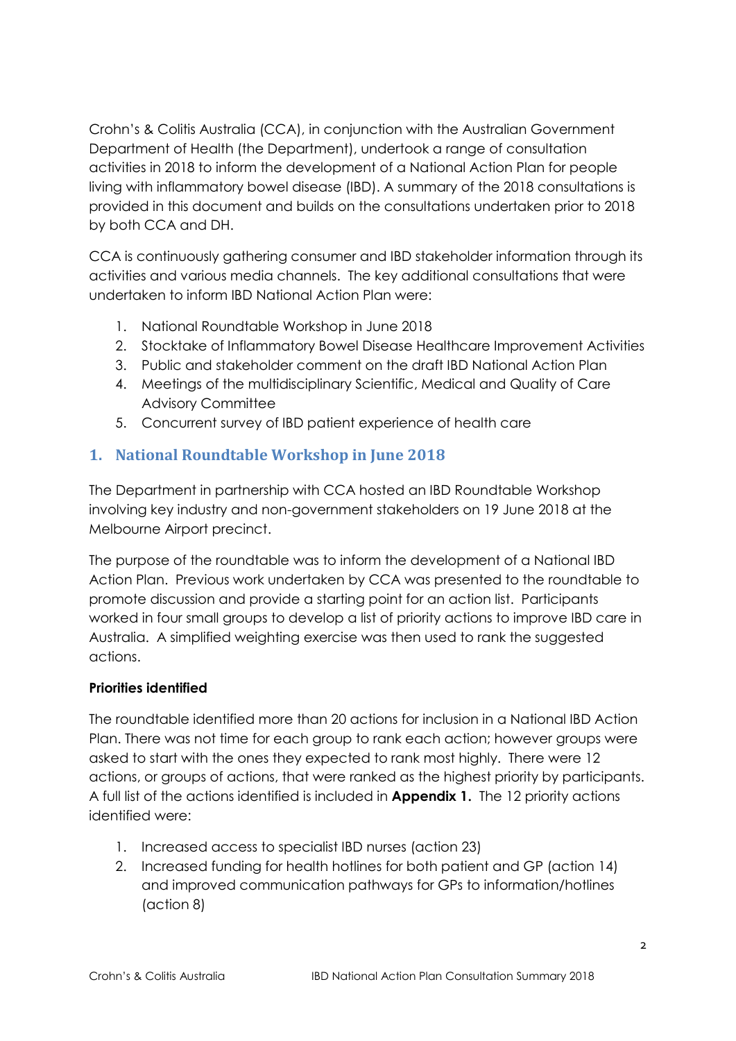Crohn's & Colitis Australia (CCA), in conjunction with the Australian Government Department of Health (the Department), undertook a range of consultation activities in 2018 to inform the development of a National Action Plan for people living with inflammatory bowel disease (IBD). A summary of the 2018 consultations is provided in this document and builds on the consultations undertaken prior to 2018 by both CCA and DH.

CCA is continuously gathering consumer and IBD stakeholder information through its activities and various media channels. The key additional consultations that were undertaken to inform IBD National Action Plan were:

1. National Roundtable Workshop in June 2018
2. Stocktake of Inflammatory Bowel Disease Healthcare Improvement Activities
3. Public and stakeholder comment on the draft IBD National Action Plan
4. Meetings of the multidisciplinary Scientific, Medical and Quality of Care Advisory Committee
5. Concurrent survey of IBD patient experience of health care

## 1. National Roundtable Workshop in June 2018

The Department in partnership with CCA hosted an IBD Roundtable Workshop involving key industry and non-government stakeholders on 19 June 2018 at the Melbourne Airport precinct.

The purpose of the roundtable was to inform the development of a National IBD Action Plan. Previous work undertaken by CCA was presented to the roundtable to promote discussion and provide a starting point for an action list. Participants worked in four small groups to develop a list of priority actions to improve IBD care in Australia. A simplified weighting exercise was then used to rank the suggested actions.

**Priorities identified**

The roundtable identified more than 20 actions for inclusion in a National IBD Action Plan. There was not time for each group to rank each action; however groups were asked to start with the ones they expected to rank most highly. There were 12 actions, or groups of actions, that were ranked as the highest priority by participants. A full list of the actions identified is included in **Appendix 1.** The 12 priority actions identified were:

1. Increased access to specialist IBD nurses (action 23)
2. Increased funding for health hotlines for both patient and GP (action 14) and improved communication pathways for GPs to information/hotlines (action 8)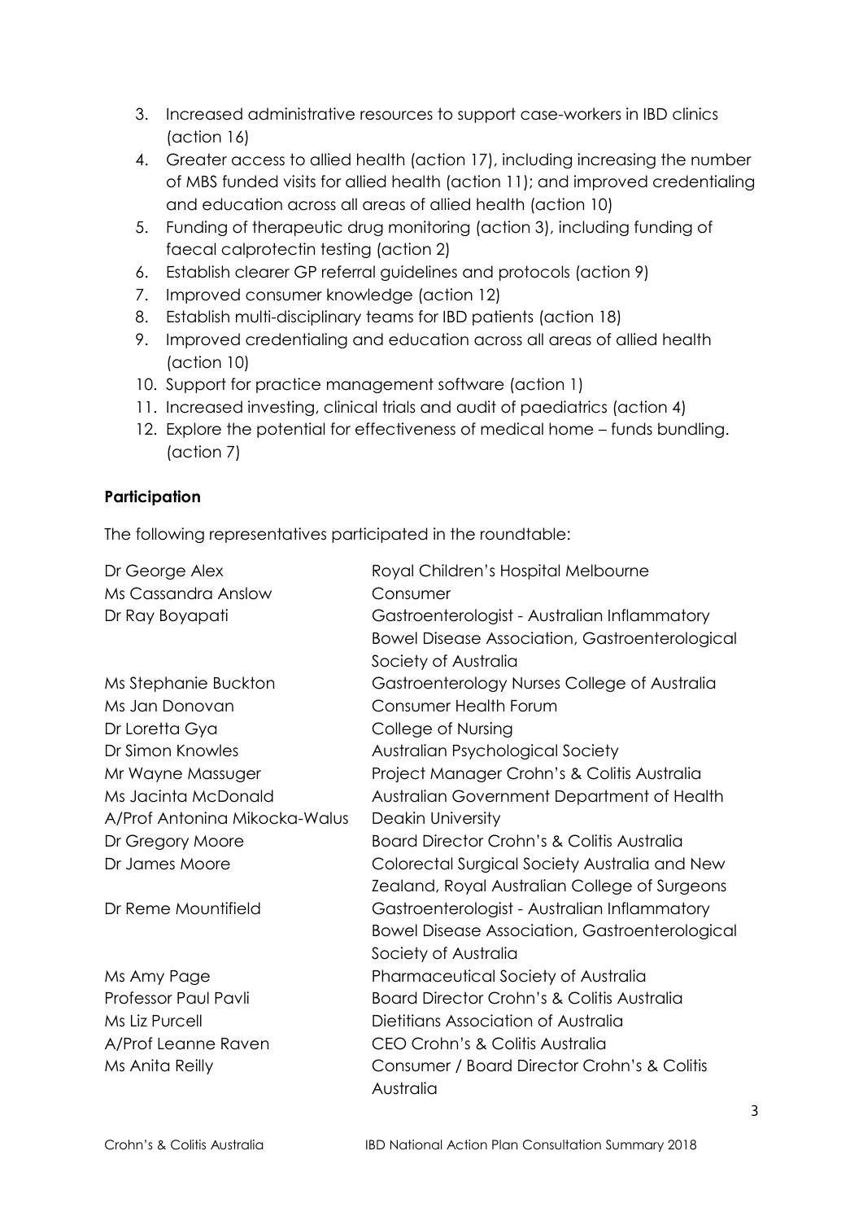3. Increased administrative resources to support case-workers in IBD clinics (action 16)
4. Greater access to allied health (action 17), including increasing the number of MBS funded visits for allied health (action 11); and improved credentialing and education across all areas of allied health (action 10)
5. Funding of therapeutic drug monitoring (action 3), including funding of faecal calprotectin testing (action 2)
6. Establish clearer GP referral guidelines and protocols (action 9)
7. Improved consumer knowledge (action 12)
8. Establish multi-disciplinary teams for IBD patients (action 18)
9. Improved credentialing and education across all areas of allied health (action 10)
10. Support for practice management software (action 1)
11. Increased investing, clinical trials and audit of paediatrics (action 4)
12. Explore the potential for effectiveness of medical home – funds bundling. (action 7)

**Participation**

The following representatives participated in the roundtable:

| | |
|---|---|
| Dr George Alex | Royal Children's Hospital Melbourne |
| Ms Cassandra Anslow | Consumer |
| Dr Ray Boyapati | Gastroenterologist - Australian Inflammatory Bowel Disease Association, Gastroenterological Society of Australia |
| Ms Stephanie Buckton | Gastroenterology Nurses College of Australia |
| Ms Jan Donovan | Consumer Health Forum |
| Dr Loretta Gya | College of Nursing |
| Dr Simon Knowles | Australian Psychological Society |
| Mr Wayne Massuger | Project Manager Crohn's & Colitis Australia |
| Ms Jacinta McDonald | Australian Government Department of Health |
| A/Prof Antonina Mikocka-Walus | Deakin University |
| Dr Gregory Moore | Board Director Crohn's & Colitis Australia |
| Dr James Moore | Colorectal Surgical Society Australia and New Zealand, Royal Australian College of Surgeons |
| Dr Reme Mountifield | Gastroenterologist - Australian Inflammatory Bowel Disease Association, Gastroenterological Society of Australia |
| Ms Amy Page | Pharmaceutical Society of Australia |
| Professor Paul Pavli | Board Director Crohn's & Colitis Australia |
| Ms Liz Purcell | Dietitians Association of Australia |
| A/Prof Leanne Raven | CEO Crohn's & Colitis Australia |
| Ms Anita Reilly | Consumer / Board Director Crohn's & Colitis Australia |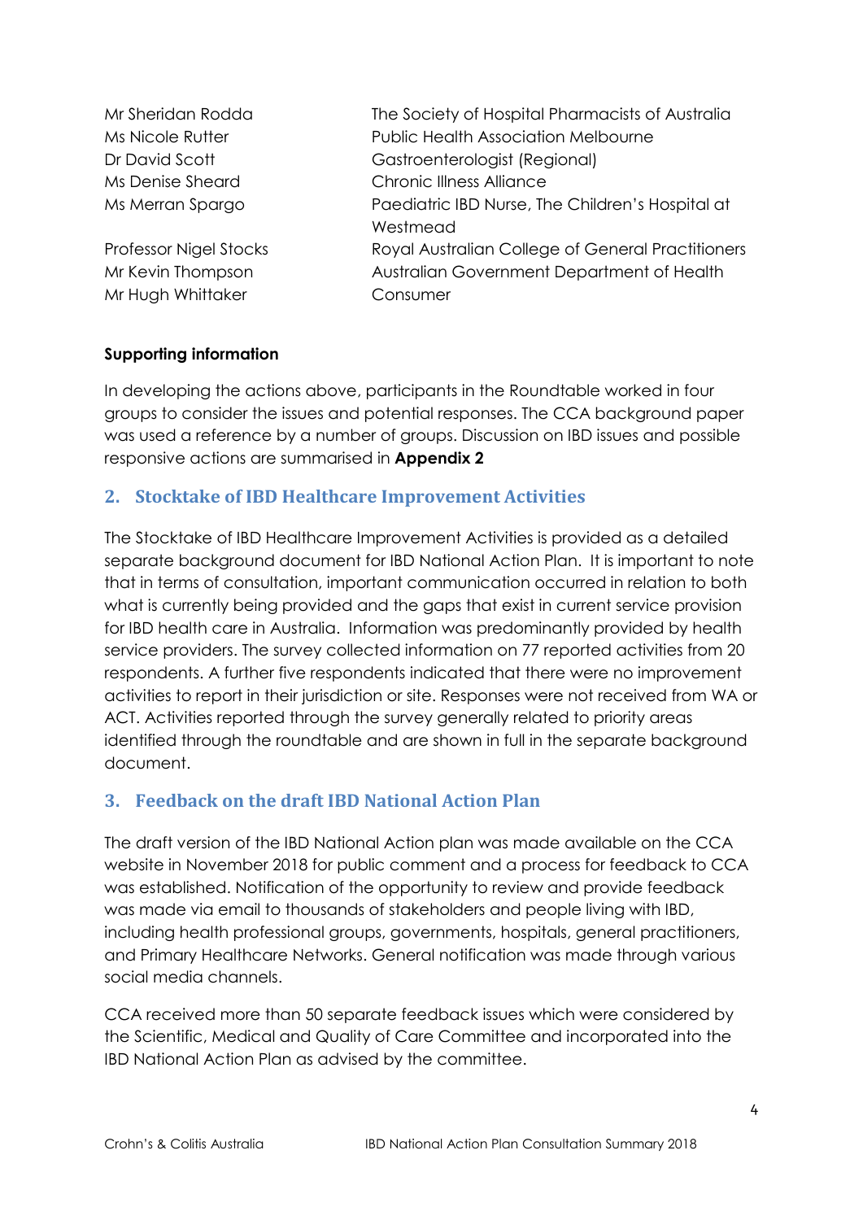| | |
|---|---|
| Mr Sheridan Rodda | The Society of Hospital Pharmacists of Australia |
| Ms Nicole Rutter | Public Health Association Melbourne |
| Dr David Scott | Gastroenterologist (Regional) |
| Ms Denise Sheard | Chronic Illness Alliance |
| Ms Merran Spargo | Paediatric IBD Nurse, The Children's Hospital at Westmead |
| Professor Nigel Stocks | Royal Australian College of General Practitioners |
| Mr Kevin Thompson | Australian Government Department of Health |
| Mr Hugh Whittaker | Consumer |

**Supporting information**

In developing the actions above, participants in the Roundtable worked in four groups to consider the issues and potential responses. The CCA background paper was used a reference by a number of groups. Discussion on IBD issues and possible responsive actions are summarised in **Appendix 2**

## 2. Stocktake of IBD Healthcare Improvement Activities

The Stocktake of IBD Healthcare Improvement Activities is provided as a detailed separate background document for IBD National Action Plan. It is important to note that in terms of consultation, important communication occurred in relation to both what is currently being provided and the gaps that exist in current service provision for IBD health care in Australia. Information was predominantly provided by health service providers. The survey collected information on 77 reported activities from 20 respondents. A further five respondents indicated that there were no improvement activities to report in their jurisdiction or site. Responses were not received from WA or ACT. Activities reported through the survey generally related to priority areas identified through the roundtable and are shown in full in the separate background document.

## 3. Feedback on the draft IBD National Action Plan

The draft version of the IBD National Action plan was made available on the CCA website in November 2018 for public comment and a process for feedback to CCA was established. Notification of the opportunity to review and provide feedback was made via email to thousands of stakeholders and people living with IBD, including health professional groups, governments, hospitals, general practitioners, and Primary Healthcare Networks. General notification was made through various social media channels.

CCA received more than 50 separate feedback issues which were considered by the Scientific, Medical and Quality of Care Committee and incorporated into the IBD National Action Plan as advised by the committee.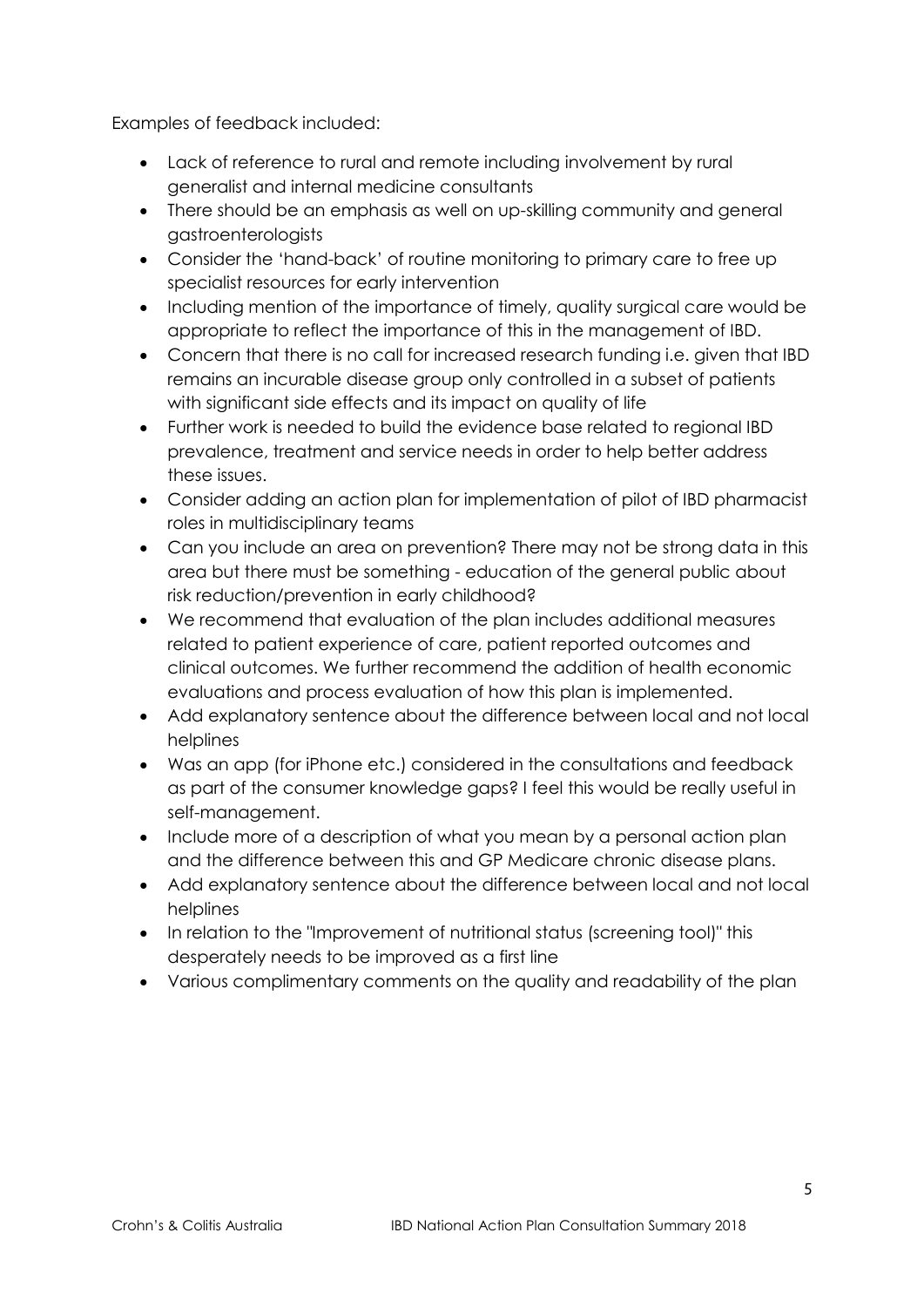Examples of feedback included:

- Lack of reference to rural and remote including involvement by rural generalist and internal medicine consultants
- There should be an emphasis as well on up-skilling community and general gastroenterologists
- Consider the 'hand-back' of routine monitoring to primary care to free up specialist resources for early intervention
- Including mention of the importance of timely, quality surgical care would be appropriate to reflect the importance of this in the management of IBD.
- Concern that there is no call for increased research funding i.e. given that IBD remains an incurable disease group only controlled in a subset of patients with significant side effects and its impact on quality of life
- Further work is needed to build the evidence base related to regional IBD prevalence, treatment and service needs in order to help better address these issues.
- Consider adding an action plan for implementation of pilot of IBD pharmacist roles in multidisciplinary teams
- Can you include an area on prevention? There may not be strong data in this area but there must be something - education of the general public about risk reduction/prevention in early childhood?
- We recommend that evaluation of the plan includes additional measures related to patient experience of care, patient reported outcomes and clinical outcomes. We further recommend the addition of health economic evaluations and process evaluation of how this plan is implemented.
- Add explanatory sentence about the difference between local and not local helplines
- Was an app (for iPhone etc.) considered in the consultations and feedback as part of the consumer knowledge gaps? I feel this would be really useful in self-management.
- Include more of a description of what you mean by a personal action plan and the difference between this and GP Medicare chronic disease plans.
- Add explanatory sentence about the difference between local and not local helplines
- In relation to the "Improvement of nutritional status (screening tool)" this desperately needs to be improved as a first line
- Various complimentary comments on the quality and readability of the plan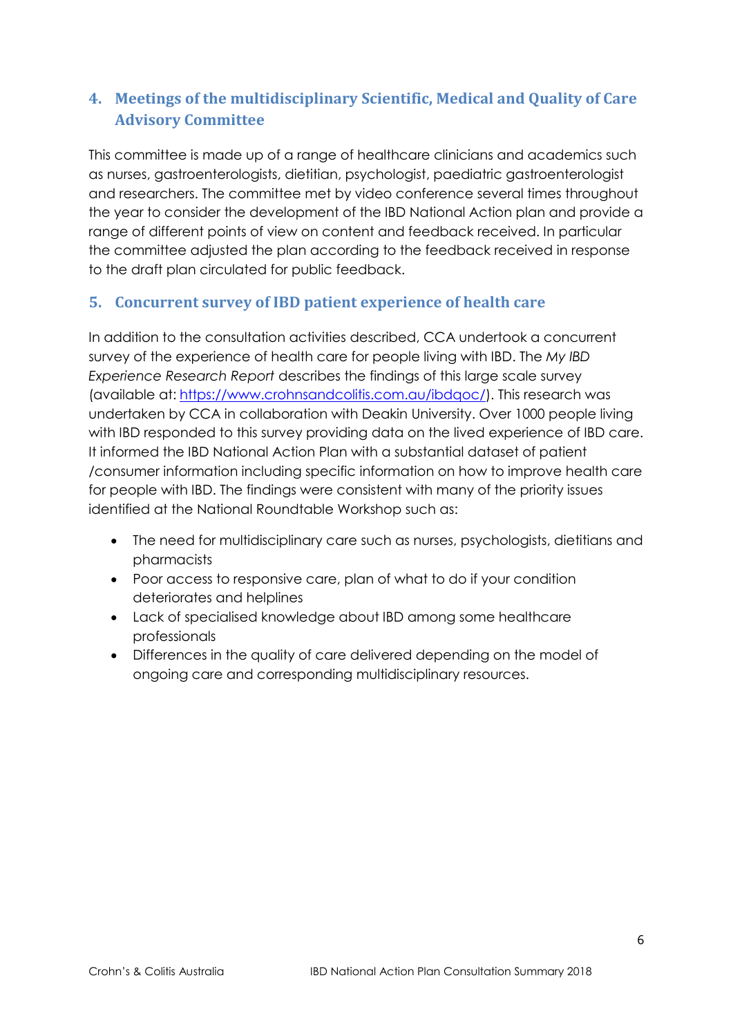## 4. Meetings of the multidisciplinary Scientific, Medical and Quality of Care Advisory Committee

This committee is made up of a range of healthcare clinicians and academics such as nurses, gastroenterologists, dietitian, psychologist, paediatric gastroenterologist and researchers. The committee met by video conference several times throughout the year to consider the development of the IBD National Action plan and provide a range of different points of view on content and feedback received. In particular the committee adjusted the plan according to the feedback received in response to the draft plan circulated for public feedback.

## 5. Concurrent survey of IBD patient experience of health care

In addition to the consultation activities described, CCA undertook a concurrent survey of the experience of health care for people living with IBD. The *My IBD Experience Research Report* describes the findings of this large scale survey (available at: [https://www.crohnsandcolitis.com.au/ibdqoc/](https://www.crohnsandcolitis.com.au/ibdqoc/)). This research was undertaken by CCA in collaboration with Deakin University. Over 1000 people living with IBD responded to this survey providing data on the lived experience of IBD care. It informed the IBD National Action Plan with a substantial dataset of patient /consumer information including specific information on how to improve health care for people with IBD. The findings were consistent with many of the priority issues identified at the National Roundtable Workshop such as:

- The need for multidisciplinary care such as nurses, psychologists, dietitians and pharmacists
- Poor access to responsive care, plan of what to do if your condition deteriorates and helplines
- Lack of specialised knowledge about IBD among some healthcare professionals
- Differences in the quality of care delivered depending on the model of ongoing care and corresponding multidisciplinary resources.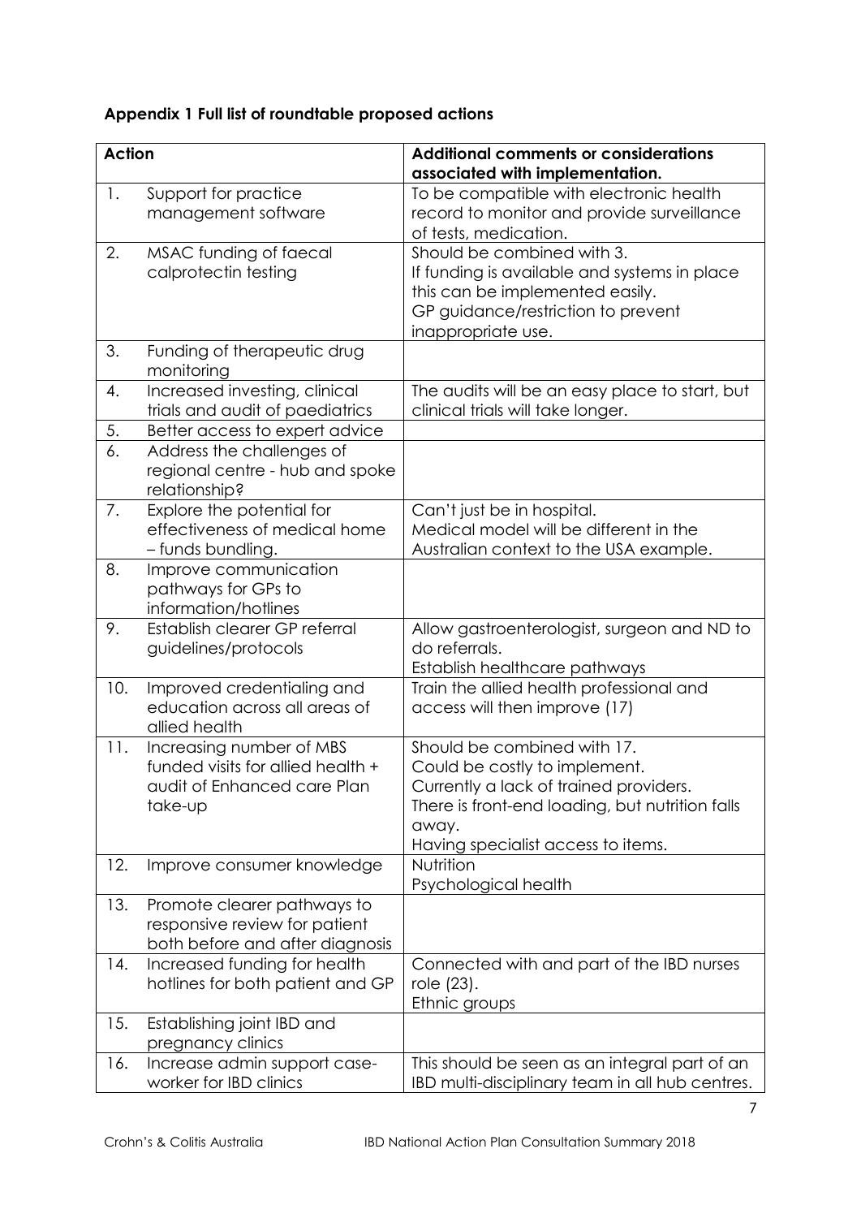### Appendix 1 Full list of roundtable proposed actions

| Action | Additional comments or considerations associated with implementation. |
|---|---|
| 1. Support for practice management software | To be compatible with electronic health record to monitor and provide surveillance of tests, medication. |
| 2. MSAC funding of faecal calprotectin testing | Should be combined with 3.<br>If funding is available and systems in place this can be implemented easily.<br>GP guidance/restriction to prevent inappropriate use. |
| 3. Funding of therapeutic drug monitoring | |
| 4. Increased investing, clinical trials and audit of paediatrics | The audits will be an easy place to start, but clinical trials will take longer. |
| 5. Better access to expert advice | |
| 6. Address the challenges of regional centre - hub and spoke relationship? | |
| 7. Explore the potential for effectiveness of medical home – funds bundling. | Can't just be in hospital.<br>Medical model will be different in the Australian context to the USA example. |
| 8. Improve communication pathways for GPs to information/hotlines | |
| 9. Establish clearer GP referral guidelines/protocols | Allow gastroenterologist, surgeon and ND to do referrals.<br>Establish healthcare pathways |
| 10. Improved credentialing and education across all areas of allied health | Train the allied health professional and access will then improve (17) |
| 11. Increasing number of MBS funded visits for allied health + audit of Enhanced care Plan take-up | Should be combined with 17.<br>Could be costly to implement.<br>Currently a lack of trained providers.<br>There is front-end loading, but nutrition falls away.<br>Having specialist access to items. |
| 12. Improve consumer knowledge | Nutrition<br>Psychological health |
| 13. Promote clearer pathways to responsive review for patient both before and after diagnosis | |
| 14. Increased funding for health hotlines for both patient and GP | Connected with and part of the IBD nurses role (23).<br>Ethnic groups |
| 15. Establishing joint IBD and pregnancy clinics | |
| 16. Increase admin support case-worker for IBD clinics | This should be seen as an integral part of an IBD multi-disciplinary team in all hub centres. |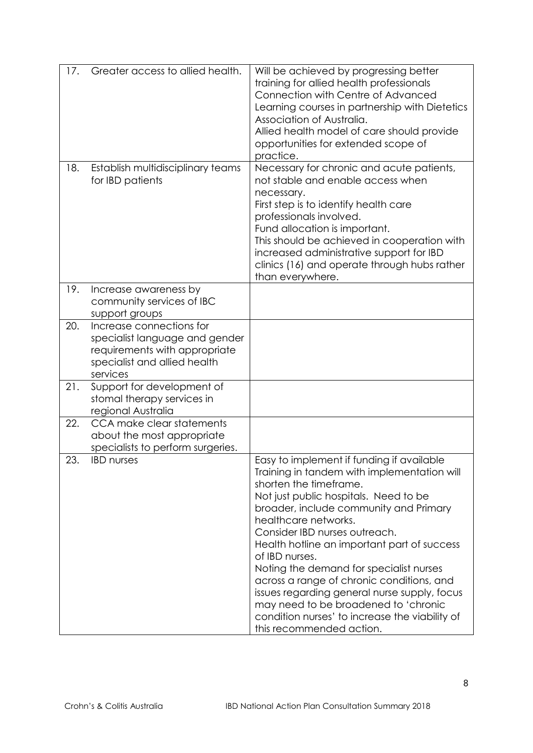| | | |
|---|---|---|
| 17. | Greater access to allied health. | Will be achieved by progressing better training for allied health professionals Connection with Centre of Advanced Learning courses in partnership with Dietetics Association of Australia.<br>Allied health model of care should provide opportunities for extended scope of practice. |
| 18. | Establish multidisciplinary teams for IBD patients | Necessary for chronic and acute patients, not stable and enable access when necessary.<br>First step is to identify health care professionals involved.<br>Fund allocation is important.<br>This should be achieved in cooperation with increased administrative support for IBD clinics (16) and operate through hubs rather than everywhere. |
| 19. | Increase awareness by community services of IBC support groups | |
| 20. | Increase connections for specialist language and gender requirements with appropriate specialist and allied health services | |
| 21. | Support for development of stomal therapy services in regional Australia | |
| 22. | CCA make clear statements about the most appropriate specialists to perform surgeries. | |
| 23. | IBD nurses | Easy to implement if funding if available Training in tandem with implementation will shorten the timeframe.<br>Not just public hospitals. Need to be broader, include community and Primary healthcare networks.<br>Consider IBD nurses outreach.<br>Health hotline an important part of success of IBD nurses.<br>Noting the demand for specialist nurses across a range of chronic conditions, and issues regarding general nurse supply, focus may need to be broadened to 'chronic condition nurses' to increase the viability of this recommended action. |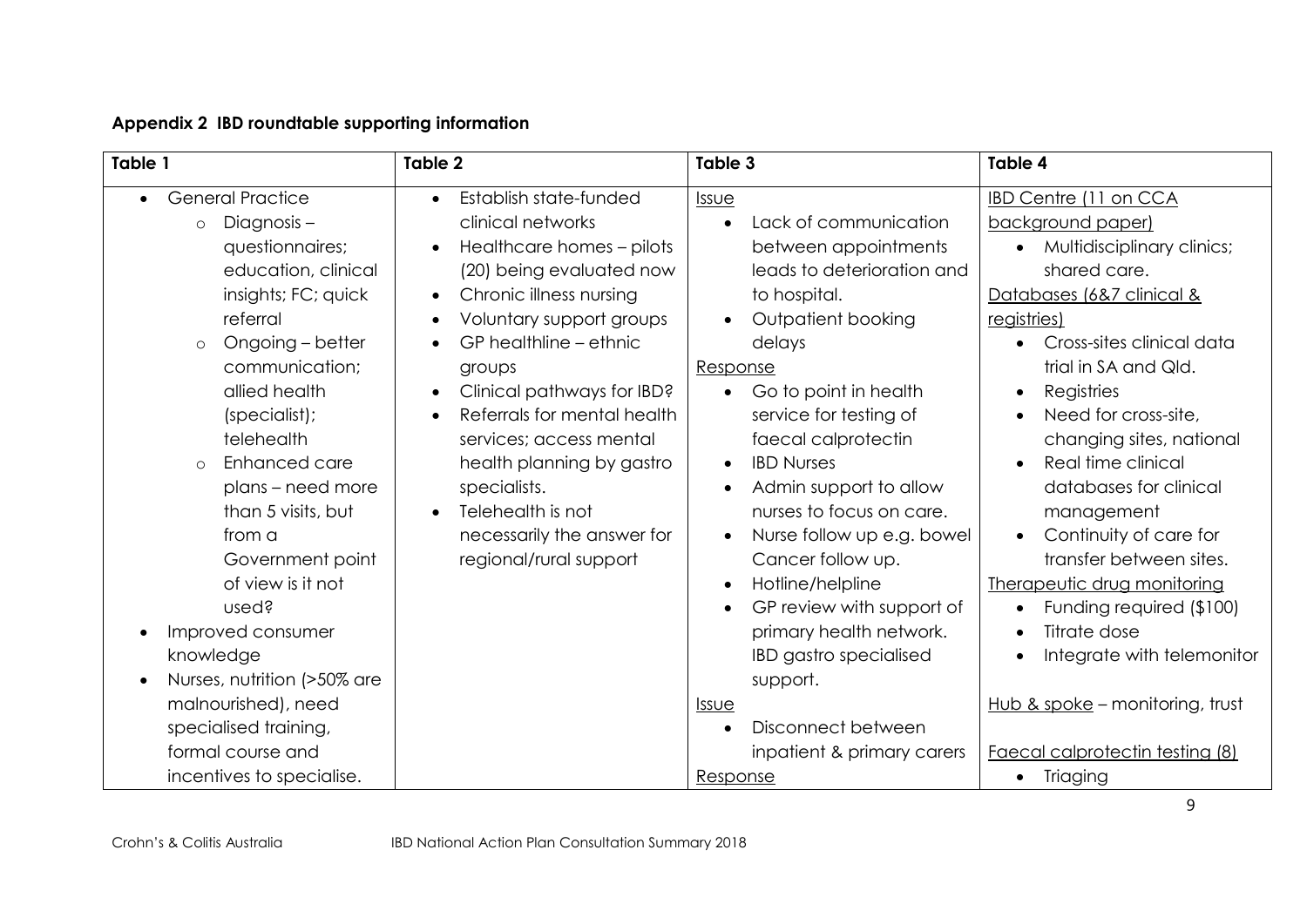**Appendix 2 IBD roundtable supporting information**

| Table 1 | Table 2 | Table 3 | Table 4 |
|---|---|---|---|
| • General Practice<br>  ○ Diagnosis – questionnaires; education, clinical insights; FC; quick referral<br>  ○ Ongoing – better communication; allied health (specialist); telehealth<br>  ○ Enhanced care plans – need more than 5 visits, but from a Government point of view is it not used?<br>• Improved consumer knowledge<br>• Nurses, nutrition (>50% are malnourished), need specialised training, formal course and incentives to specialise. | • Establish state-funded clinical networks<br>• Healthcare homes – pilots (20) being evaluated now<br>• Chronic illness nursing<br>• Voluntary support groups<br>• GP healthline – ethnic groups<br>• Clinical pathways for IBD?<br>• Referrals for mental health services; access mental health planning by gastro specialists.<br>• Telehealth is not necessarily the answer for regional/rural support | <u>Issue</u><br>• Lack of communication between appointments leads to deterioration and to hospital.<br>• Outpatient booking delays<br><u>Response</u><br>• Go to point in health service for testing of faecal calprotectin<br>• IBD Nurses<br>• Admin support to allow nurses to focus on care.<br>• Nurse follow up e.g. bowel Cancer follow up.<br>• Hotline/helpline<br>• GP review with support of primary health network. IBD gastro specialised support.<br><u>Issue</u><br>• Disconnect between inpatient & primary carers<br><u>Response</u> | <u>IBD Centre (11 on CCA background paper)</u><br>• Multidisciplinary clinics; shared care.<br><u>Databases (6&7 clinical & registries)</u><br>• Cross-sites clinical data trial in SA and Qld.<br>• Registries<br>• Need for cross-site, changing sites, national<br>• Real time clinical databases for clinical management<br>• Continuity of care for transfer between sites.<br><u>Therapeutic drug monitoring</u><br>• Funding required ($100)<br>• Titrate dose<br>• Integrate with telemonitor<br><br><u>Hub & spoke</u> – monitoring, trust<br><br><u>Faecal calprotectin testing (8)</u><br>• Triaging |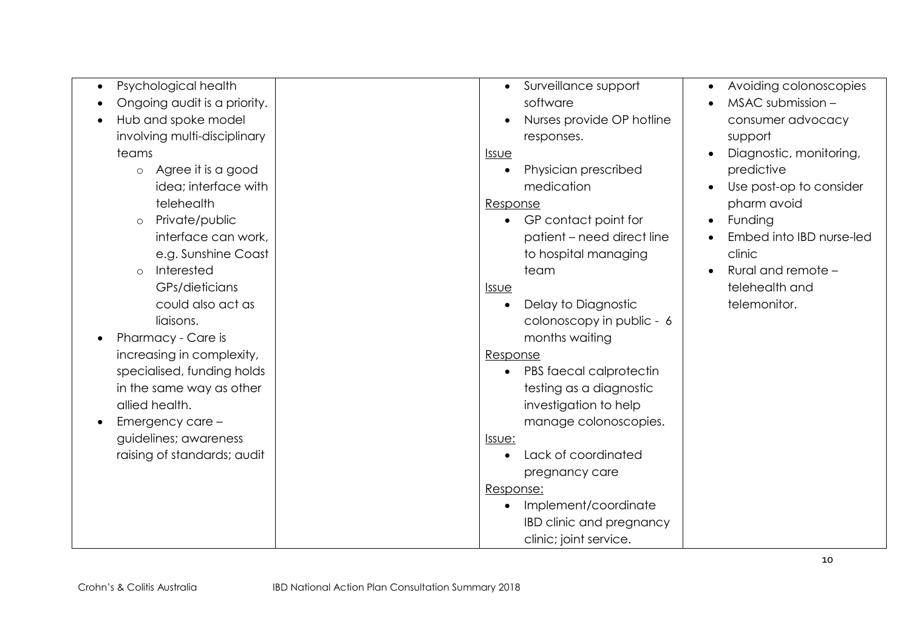| | | | |
|---|---|---|---|
| • Psychological health<br>• Ongoing audit is a priority.<br>• Hub and spoke model involving multi-disciplinary teams<br>&nbsp;&nbsp;&nbsp;o Agree it is a good idea; interface with telehealth<br>&nbsp;&nbsp;&nbsp;o Private/public interface can work, e.g. Sunshine Coast<br>&nbsp;&nbsp;&nbsp;o Interested GPs/dieticians could also act as liaisons.<br>• Pharmacy - Care is increasing in complexity, specialised, funding holds in the same way as other allied health.<br>• Emergency care – guidelines; awareness raising of standards; audit | | • Surveillance support software<br>• Nurses provide OP hotline responses.<br><u>Issue</u><br>• Physician prescribed medication<br><u>Response</u><br>• GP contact point for patient – need direct line to hospital managing team<br><u>Issue</u><br>• Delay to Diagnostic colonoscopy in public - 6 months waiting<br><u>Response</u><br>• PBS faecal calprotectin testing as a diagnostic investigation to help manage colonoscopies.<br><u>Issue:</u><br>• Lack of coordinated pregnancy care<br><u>Response:</u><br>• Implement/coordinate IBD clinic and pregnancy clinic; joint service. | • Avoiding colonoscopies<br>• MSAC submission – consumer advocacy support<br>• Diagnostic, monitoring, predictive<br>• Use post-op to consider pharm avoid<br>• Funding<br>• Embed into IBD nurse-led clinic<br>• Rural and remote – telehealth and telemonitor. |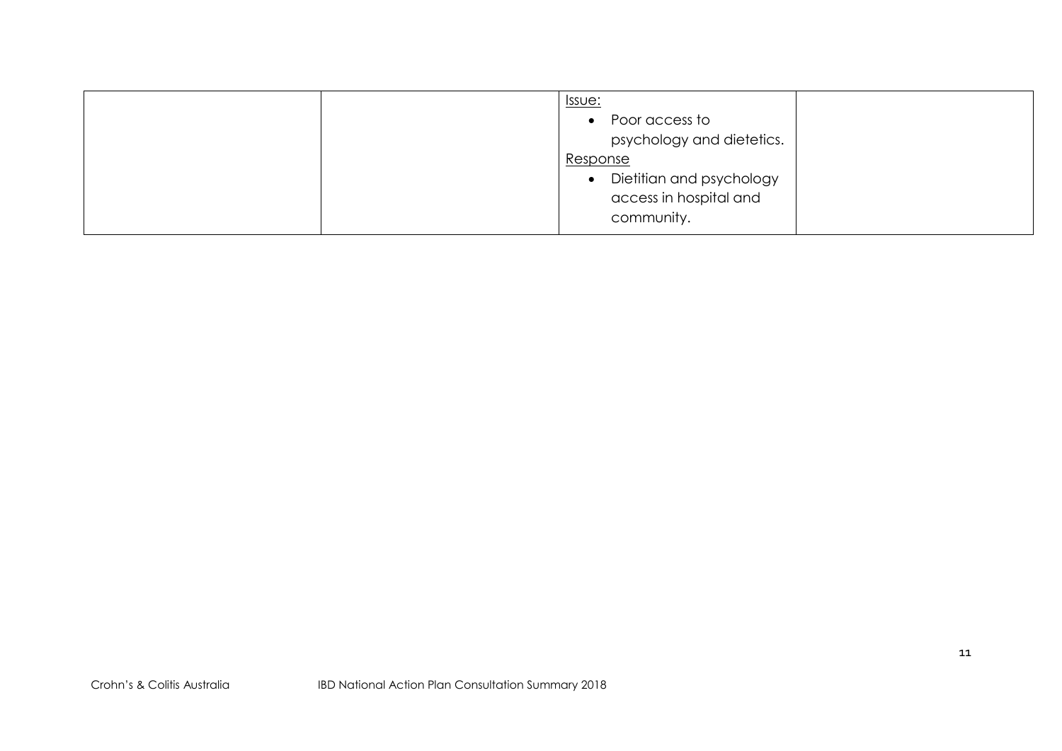| | | | |
|---|---|---|---|
| | | <u>Issue:</u><br>• Poor access to psychology and dietetics.<br><u>Response</u><br>• Dietitian and psychology access in hospital and community. | |